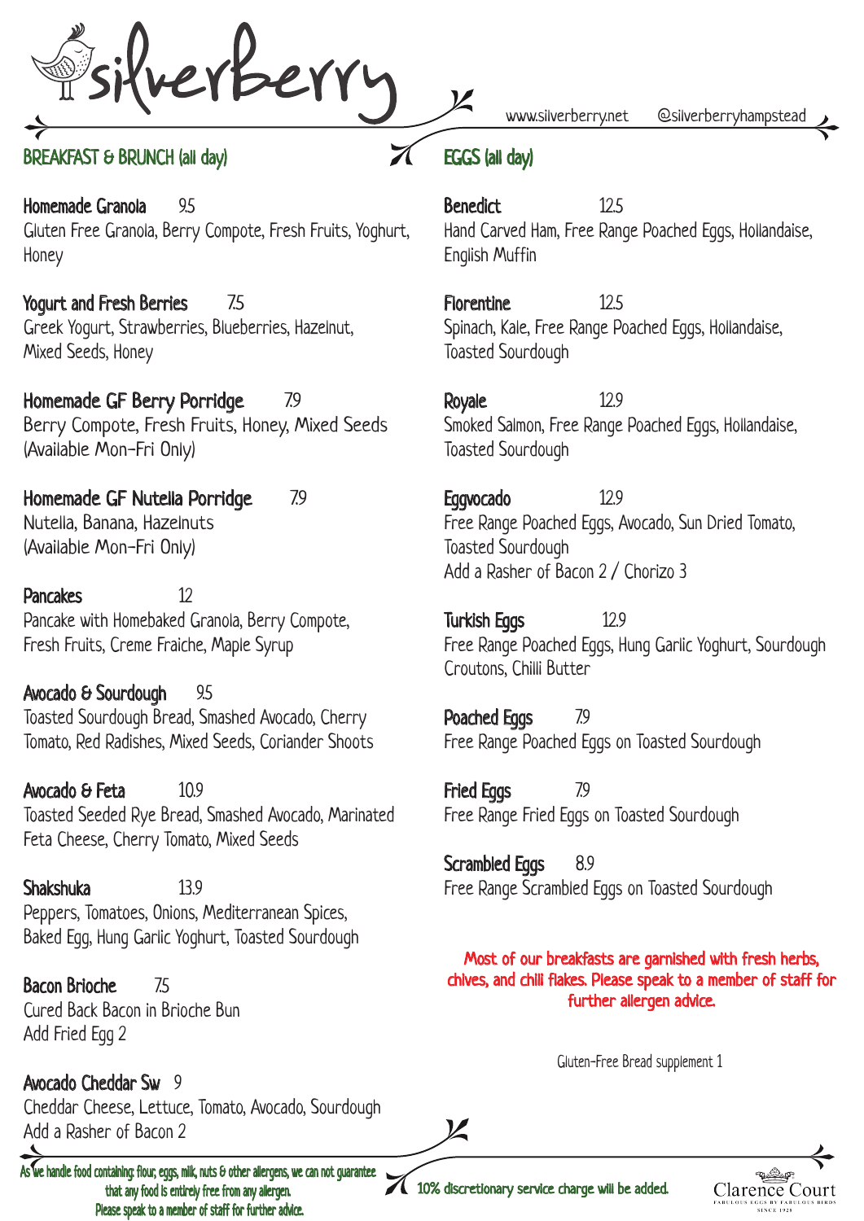# silverberry

www.silverberry.net @silverberryhampstead

## BREAKFAST & BRUNCH (all day)

**Homemade Granola** 9.5
Gluten Free Granola, Berry Compote, Fresh Fruits, Yoghurt, Honey

**Yogurt and Fresh Berries** 7.5
Greek Yogurt, Strawberries, Blueberries, Hazelnut, Mixed Seeds, Honey

**Homemade GF Berry Porridge** 7.9
Berry Compote, Fresh Fruits, Honey, Mixed Seeds
(Available Mon-Fri Only)

**Homemade GF Nutella Porridge** 7.9
Nutella, Banana, Hazelnuts
(Available Mon-Fri Only)

**Pancakes** 12
Pancake with Homebaked Granola, Berry Compote, Fresh Fruits, Creme Fraiche, Maple Syrup

**Avocado & Sourdough** 9.5
Toasted Sourdough Bread, Smashed Avocado, Cherry Tomato, Red Radishes, Mixed Seeds, Coriander Shoots

**Avocado & Feta** 10.9
Toasted Seeded Rye Bread, Smashed Avocado, Marinated Feta Cheese, Cherry Tomato, Mixed Seeds

**Shakshuka** 13.9
Peppers, Tomatoes, Onions, Mediterranean Spices, Baked Egg, Hung Garlic Yoghurt, Toasted Sourdough

**Bacon Brioche** 7.5
Cured Back Bacon in Brioche Bun
Add Fried Egg 2

**Avocado Cheddar Sw** 9
Cheddar Cheese, Lettuce, Tomato, Avocado, Sourdough
Add a Rasher of Bacon 2

## EGGS (all day)

**Benedict** 12.5
Hand Carved Ham, Free Range Poached Eggs, Hollandaise, English Muffin

**Florentine** 12.5
Spinach, Kale, Free Range Poached Eggs, Hollandaise, Toasted Sourdough

**Royale** 12.9
Smoked Salmon, Free Range Poached Eggs, Hollandaise, Toasted Sourdough

**Eggvocado** 12.9
Free Range Poached Eggs, Avocado, Sun Dried Tomato, Toasted Sourdough
Add a Rasher of Bacon 2 / Chorizo 3

**Turkish Eggs** 12.9
Free Range Poached Eggs, Hung Garlic Yoghurt, Sourdough Croutons, Chilli Butter

**Poached Eggs** 7.9
Free Range Poached Eggs on Toasted Sourdough

**Fried Eggs** 7.9
Free Range Fried Eggs on Toasted Sourdough

**Scrambled Eggs** 8.9
Free Range Scrambled Eggs on Toasted Sourdough

**Most of our breakfasts are garnished with fresh herbs, chives, and chili flakes. Please speak to a member of staff for further allergen advice.**

Gluten-Free Bread supplement 1

As we handle food containing flour, eggs, milk, nuts & other allergens, we can not guarantee that any food is entirely free from any allergen. Please speak to a member of staff for further advice.

10% discretionary service charge will be added.

Clarence Court
FABULOUS EGGS BY FABULOUS BIRDS
SINCE 1928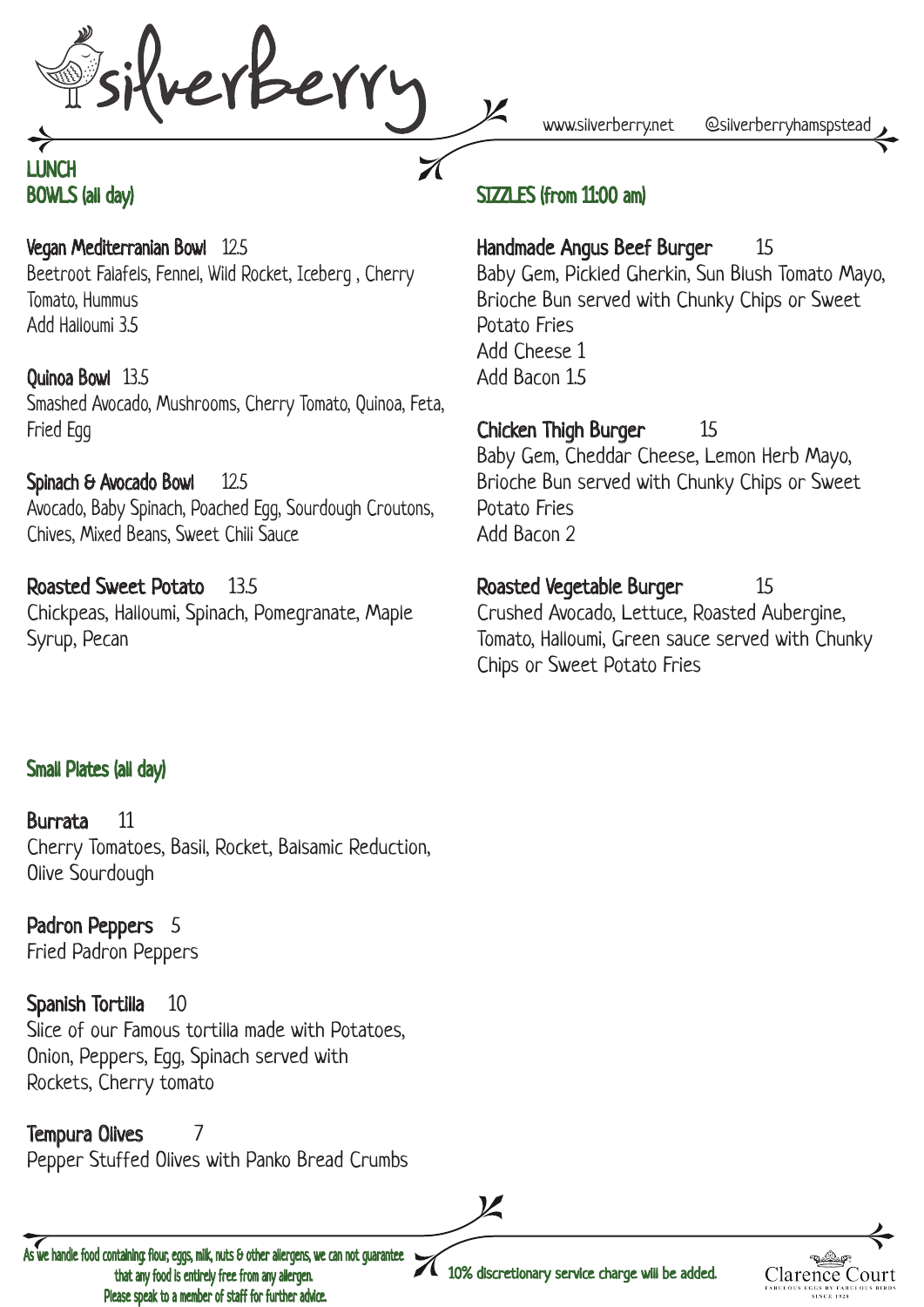# silverberry

www.silverberry.net @silverberryhamspstead

## LUNCH

### BOWLS (all day)

**Vegan Mediterranian Bowl** 12.5
Beetroot Falafels, Fennel, Wild Rocket, Iceberg , Cherry Tomato, Hummus
Add Halloumi 3.5

**Quinoa Bowl** 13.5
Smashed Avocado, Mushrooms, Cherry Tomato, Quinoa, Feta, Fried Egg

**Spinach & Avocado Bowl** 12.5
Avocado, Baby Spinach, Poached Egg, Sourdough Croutons, Chives, Mixed Beans, Sweet Chili Sauce

**Roasted Sweet Potato** 13.5
Chickpeas, Halloumi, Spinach, Pomegranate, Maple Syrup, Pecan

### SIZZLES (from 11:00 am)

**Handmade Angus Beef Burger** 15
Baby Gem, Pickled Gherkin, Sun Blush Tomato Mayo, Brioche Bun served with Chunky Chips or Sweet Potato Fries
Add Cheese 1
Add Bacon 1.5

**Chicken Thigh Burger** 15
Baby Gem, Cheddar Cheese, Lemon Herb Mayo, Brioche Bun served with Chunky Chips or Sweet Potato Fries
Add Bacon 2

**Roasted Vegetable Burger** 15
Crushed Avocado, Lettuce, Roasted Aubergine, Tomato, Halloumi, Green sauce served with Chunky Chips or Sweet Potato Fries

### Small Plates (all day)

**Burrata** 11
Cherry Tomatoes, Basil, Rocket, Balsamic Reduction, Olive Sourdough

**Padron Peppers** 5
Fried Padron Peppers

**Spanish Tortilla** 10
Slice of our Famous tortilla made with Potatoes, Onion, Peppers, Egg, Spinach served with Rockets, Cherry tomato

**Tempura Olives** 7
Pepper Stuffed Olives with Panko Bread Crumbs

As we handle food containing: flour, eggs, milk, nuts & other allergens, we can not guarantee that any food is entirely free from any allergen. Please speak to a member of staff for further advice.

10% discretionary service charge will be added.

Clarence Court
FABULOUS EGGS BY FABULOUS BIRDS
SINCE 1928